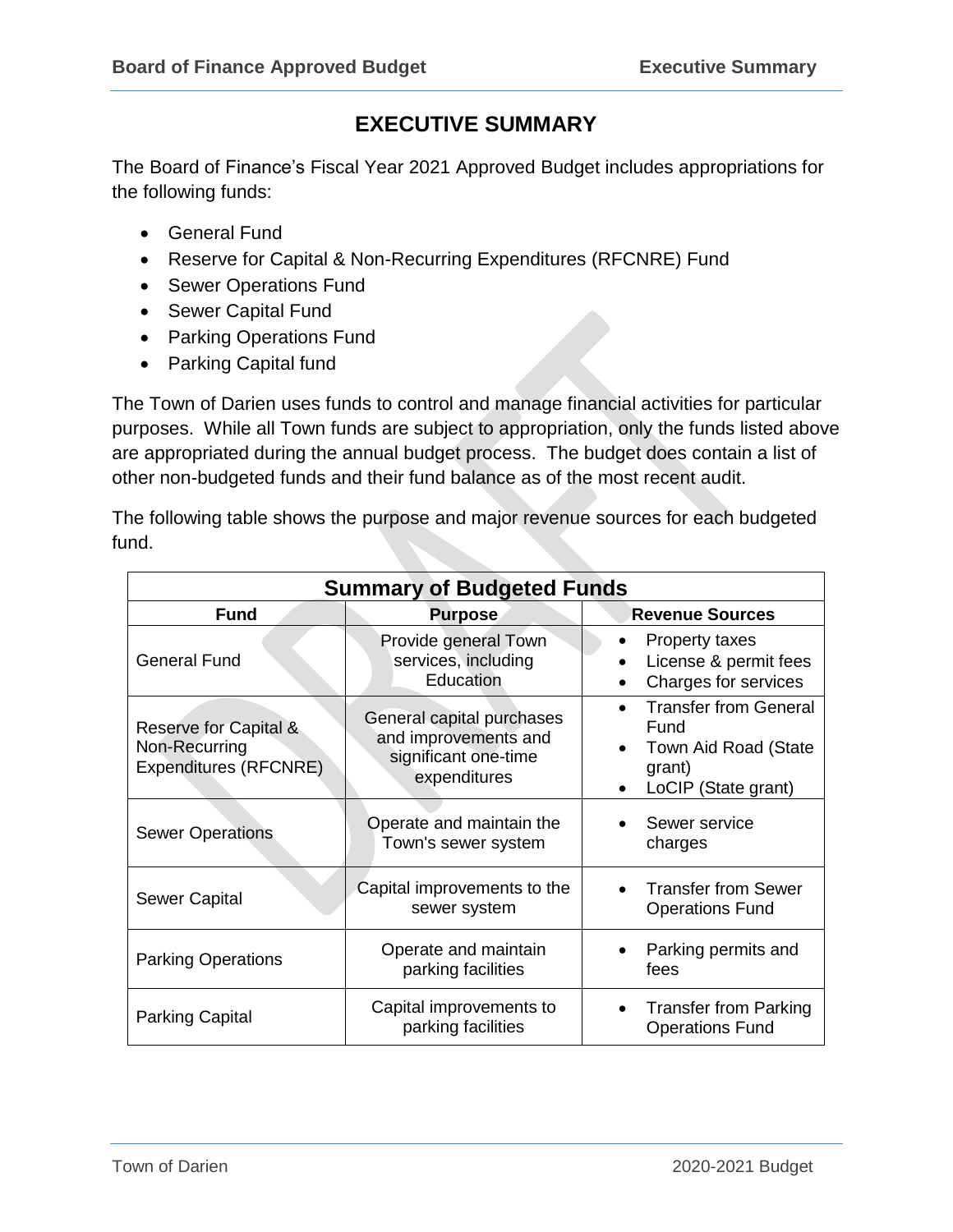# EXECUTIVE SUMMARY

The Board of Finance's Fiscal Year 2021 Approved Budget includes appropriations for the following funds:

- General Fund
- Reserve for Capital & Non-Recurring Expenditures (RFCNRE) Fund
- Sewer Operations Fund
- Sewer Capital Fund
- Parking Operations Fund
- Parking Capital fund

The Town of Darien uses funds to control and manage financial activities for particular purposes. While all Town funds are subject to appropriation, only the funds listed above are appropriated during the annual budget process. The budget does contain a list of other non-budgeted funds and their fund balance as of the most recent audit.

The following table shows the purpose and major revenue sources for each budgeted fund.

| Summary of Budgeted Funds | | |
|---|---|---|
| **Fund** | **Purpose** | **Revenue Sources** |
| General Fund | Provide general Town services, including Education | • Property taxes<br>• License & permit fees<br>• Charges for services |
| Reserve for Capital & Non-Recurring Expenditures (RFCNRE) | General capital purchases and improvements and significant one-time expenditures | • Transfer from General Fund<br>• Town Aid Road (State grant)<br>• LoCIP (State grant) |
| Sewer Operations | Operate and maintain the Town's sewer system | • Sewer service charges |
| Sewer Capital | Capital improvements to the sewer system | • Transfer from Sewer Operations Fund |
| Parking Operations | Operate and maintain parking facilities | • Parking permits and fees |
| Parking Capital | Capital improvements to parking facilities | • Transfer from Parking Operations Fund |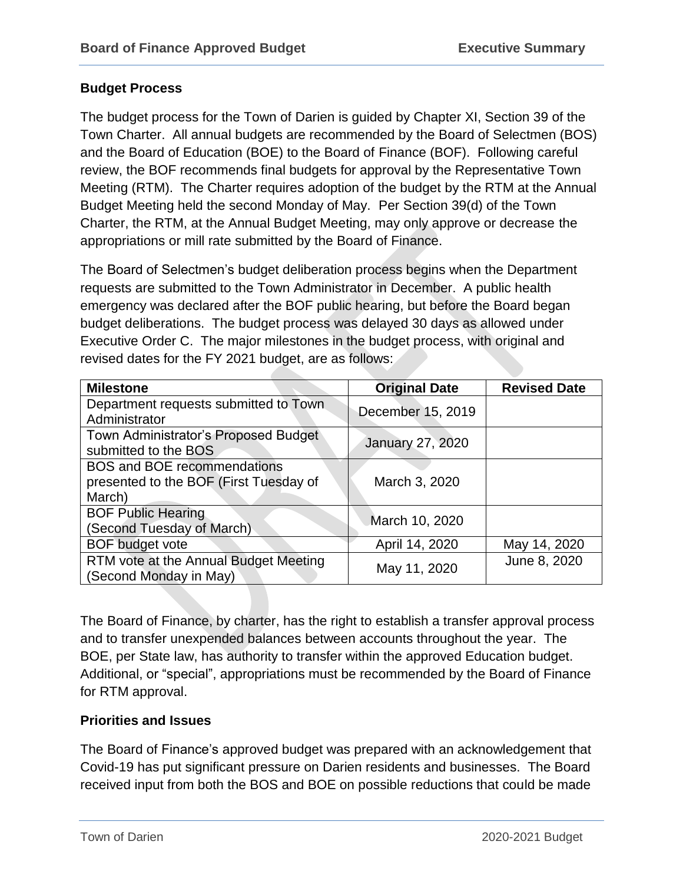### Budget Process

The budget process for the Town of Darien is guided by Chapter XI, Section 39 of the Town Charter. All annual budgets are recommended by the Board of Selectmen (BOS) and the Board of Education (BOE) to the Board of Finance (BOF). Following careful review, the BOF recommends final budgets for approval by the Representative Town Meeting (RTM). The Charter requires adoption of the budget by the RTM at the Annual Budget Meeting held the second Monday of May. Per Section 39(d) of the Town Charter, the RTM, at the Annual Budget Meeting, may only approve or decrease the appropriations or mill rate submitted by the Board of Finance.

The Board of Selectmen's budget deliberation process begins when the Department requests are submitted to the Town Administrator in December. A public health emergency was declared after the BOF public hearing, but before the Board began budget deliberations. The budget process was delayed 30 days as allowed under Executive Order C. The major milestones in the budget process, with original and revised dates for the FY 2021 budget, are as follows:

| Milestone | Original Date | Revised Date |
| --- | --- | --- |
| Department requests submitted to Town Administrator | December 15, 2019 | |
| Town Administrator's Proposed Budget submitted to the BOS | January 27, 2020 | |
| BOS and BOE recommendations presented to the BOF (First Tuesday of March) | March 3, 2020 | |
| BOF Public Hearing (Second Tuesday of March) | March 10, 2020 | |
| BOF budget vote | April 14, 2020 | May 14, 2020 |
| RTM vote at the Annual Budget Meeting (Second Monday in May) | May 11, 2020 | June 8, 2020 |

The Board of Finance, by charter, has the right to establish a transfer approval process and to transfer unexpended balances between accounts throughout the year. The BOE, per State law, has authority to transfer within the approved Education budget. Additional, or "special", appropriations must be recommended by the Board of Finance for RTM approval.

### Priorities and Issues

The Board of Finance's approved budget was prepared with an acknowledgement that Covid-19 has put significant pressure on Darien residents and businesses. The Board received input from both the BOS and BOE on possible reductions that could be made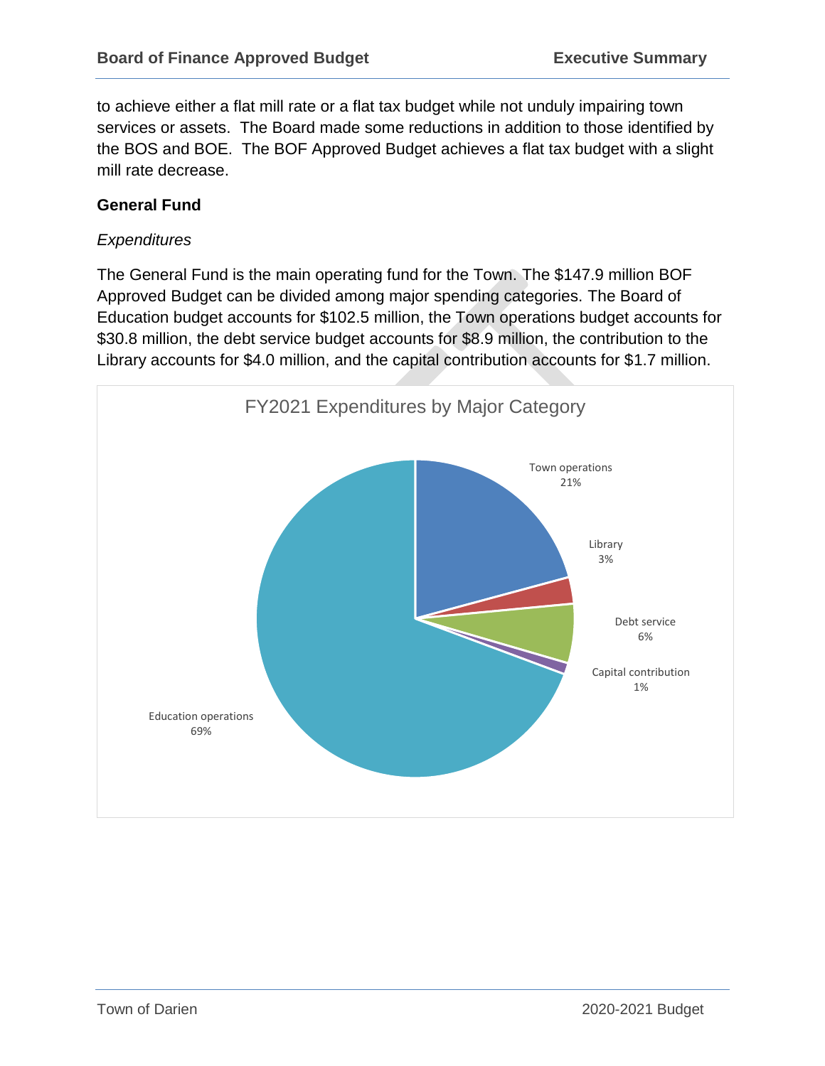to achieve either a flat mill rate or a flat tax budget while not unduly impairing town services or assets. The Board made some reductions in addition to those identified by the BOS and BOE. The BOF Approved Budget achieves a flat tax budget with a slight mill rate decrease.

## General Fund

### *Expenditures*

The General Fund is the main operating fund for the Town. The $147.9 million BOF Approved Budget can be divided among major spending categories. The Board of Education budget accounts for $102.5 million, the Town operations budget accounts for $30.8 million, the debt service budget accounts for $8.9 million, the contribution to the Library accounts for $4.0 million, and the capital contribution accounts for $1.7 million.

FY2021 Expenditures by Major Category

| Category | Percent |
| --- | --- |
| Town operations | 21% |
| Library | 3% |
| Debt service | 6% |
| Capital contribution | 1% |
| Education operations | 69% |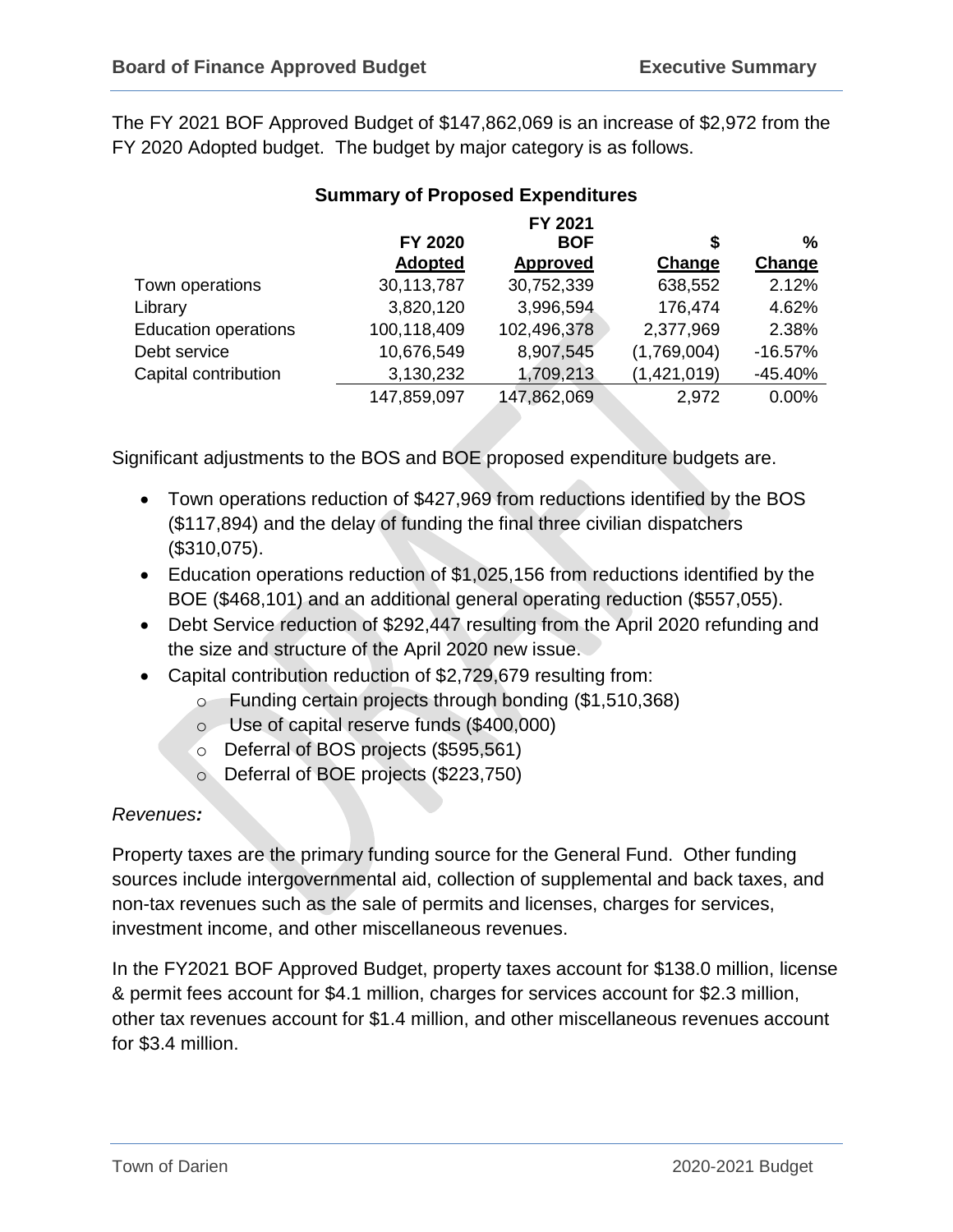The FY 2021 BOF Approved Budget of $147,862,069 is an increase of $2,972 from the FY 2020 Adopted budget. The budget by major category is as follows.

**Summary of Proposed Expenditures**

| | FY 2020 Adopted | FY 2021 BOF Approved | $ Change | % Change |
|---|---|---|---|---|
| Town operations | 30,113,787 | 30,752,339 | 638,552 | 2.12% |
| Library | 3,820,120 | 3,996,594 | 176,474 | 4.62% |
| Education operations | 100,118,409 | 102,496,378 | 2,377,969 | 2.38% |
| Debt service | 10,676,549 | 8,907,545 | (1,769,004) | -16.57% |
| Capital contribution | 3,130,232 | 1,709,213 | (1,421,019) | -45.40% |
| | 147,859,097 | 147,862,069 | 2,972 | 0.00% |

Significant adjustments to the BOS and BOE proposed expenditure budgets are.

- Town operations reduction of $427,969 from reductions identified by the BOS ($117,894) and the delay of funding the final three civilian dispatchers ($310,075).
- Education operations reduction of $1,025,156 from reductions identified by the BOE ($468,101) and an additional general operating reduction ($557,055).
- Debt Service reduction of $292,447 resulting from the April 2020 refunding and the size and structure of the April 2020 new issue.
- Capital contribution reduction of $2,729,679 resulting from:
  - Funding certain projects through bonding ($1,510,368)
  - Use of capital reserve funds ($400,000)
  - Deferral of BOS projects ($595,561)
  - Deferral of BOE projects ($223,750)

*Revenues:*

Property taxes are the primary funding source for the General Fund. Other funding sources include intergovernmental aid, collection of supplemental and back taxes, and non-tax revenues such as the sale of permits and licenses, charges for services, investment income, and other miscellaneous revenues.

In the FY2021 BOF Approved Budget, property taxes account for $138.0 million, license & permit fees account for $4.1 million, charges for services account for $2.3 million, other tax revenues account for $1.4 million, and other miscellaneous revenues account for $3.4 million.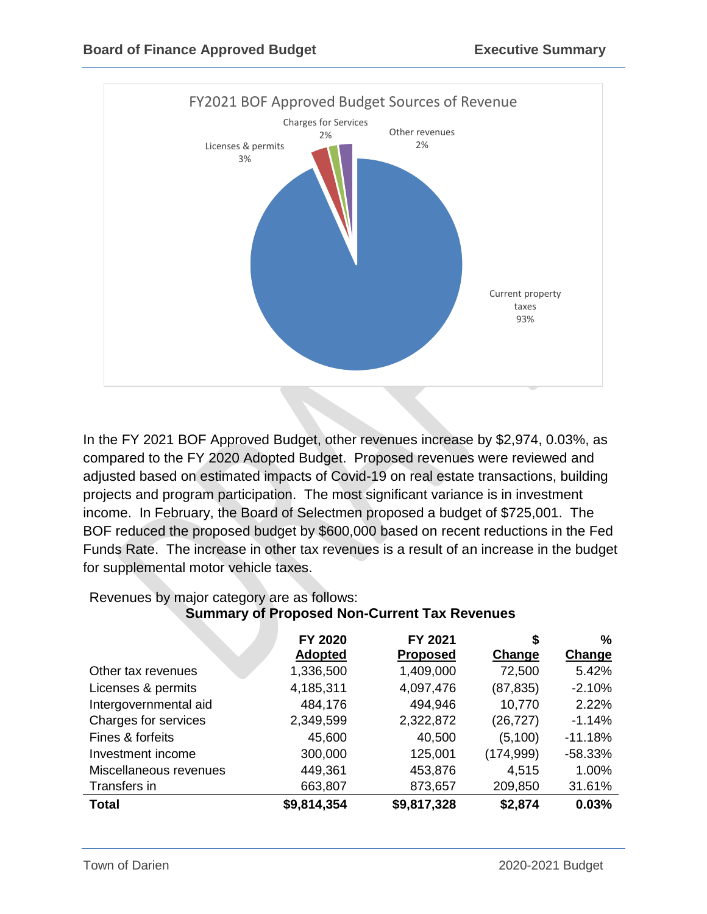FY2021 BOF Approved Budget Sources of Revenue

Charges for Services 2%
Other revenues 2%
Licenses & permits 3%
Current property taxes 93%

In the FY 2021 BOF Approved Budget, other revenues increase by $2,974, 0.03%, as compared to the FY 2020 Adopted Budget. Proposed revenues were reviewed and adjusted based on estimated impacts of Covid-19 on real estate transactions, building projects and program participation. The most significant variance is in investment income. In February, the Board of Selectmen proposed a budget of $725,001. The BOF reduced the proposed budget by $600,000 based on recent reductions in the Fed Funds Rate. The increase in other tax revenues is a result of an increase in the budget for supplemental motor vehicle taxes.

Revenues by major category are as follows:

**Summary of Proposed Non-Current Tax Revenues**

| | FY 2020 Adopted | FY 2021 Proposed | $ Change | % Change |
|---|---|---|---|---|
| Other tax revenues | 1,336,500 | 1,409,000 | 72,500 | 5.42% |
| Licenses & permits | 4,185,311 | 4,097,476 | (87,835) | -2.10% |
| Intergovernmental aid | 484,176 | 494,946 | 10,770 | 2.22% |
| Charges for services | 2,349,599 | 2,322,872 | (26,727) | -1.14% |
| Fines & forfeits | 45,600 | 40,500 | (5,100) | -11.18% |
| Investment income | 300,000 | 125,001 | (174,999) | -58.33% |
| Miscellaneous revenues | 449,361 | 453,876 | 4,515 | 1.00% |
| Transfers in | 663,807 | 873,657 | 209,850 | 31.61% |
| **Total** | **$9,814,354** | **$9,817,328** | **$2,874** | **0.03%** |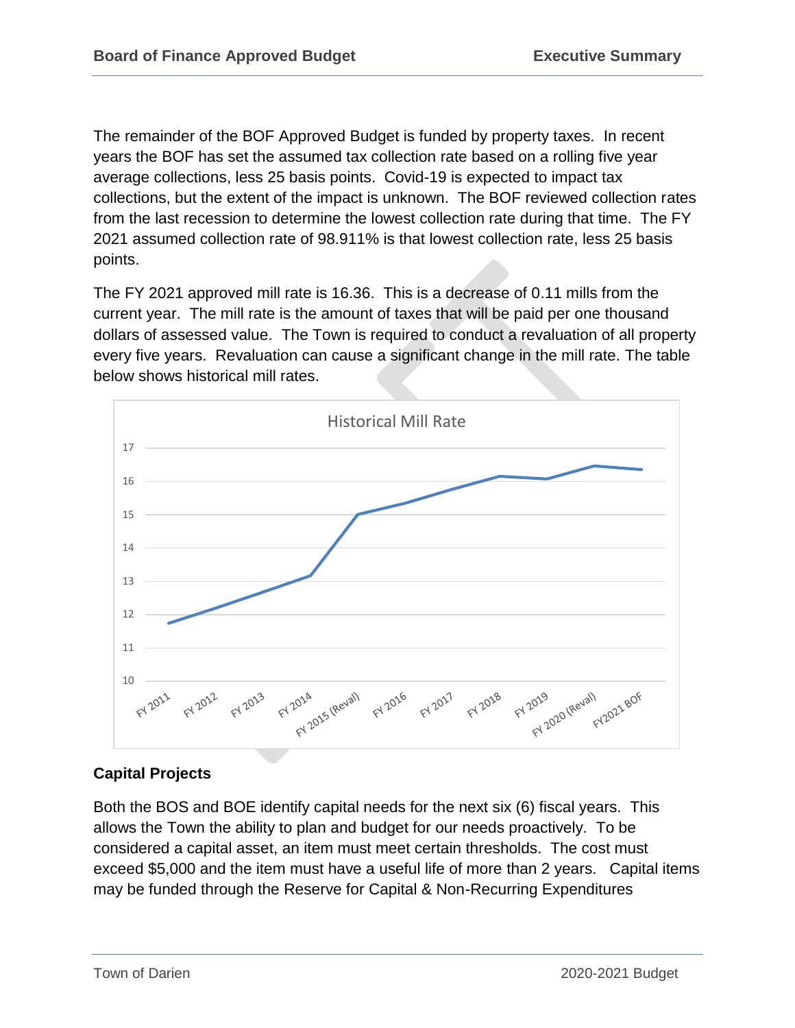The remainder of the BOF Approved Budget is funded by property taxes. In recent years the BOF has set the assumed tax collection rate based on a rolling five year average collections, less 25 basis points. Covid-19 is expected to impact tax collections, but the extent of the impact is unknown. The BOF reviewed collection rates from the last recession to determine the lowest collection rate during that time. The FY 2021 assumed collection rate of 98.911% is that lowest collection rate, less 25 basis points.

The FY 2021 approved mill rate is 16.36. This is a decrease of 0.11 mills from the current year. The mill rate is the amount of taxes that will be paid per one thousand dollars of assessed value. The Town is required to conduct a revaluation of all property every five years. Revaluation can cause a significant change in the mill rate. The table below shows historical mill rates.

Historical Mill Rate

FY 2011, FY 2012, FY 2013, FY 2014, FY 2015 (Reval), FY 2016, FY 2017, FY 2018, FY 2019, FY 2020 (Reval), FY2021 BOF

## Capital Projects

Both the BOS and BOE identify capital needs for the next six (6) fiscal years. This allows the Town the ability to plan and budget for our needs proactively. To be considered a capital asset, an item must meet certain thresholds. The cost must exceed $5,000 and the item must have a useful life of more than 2 years. Capital items may be funded through the Reserve for Capital & Non-Recurring Expenditures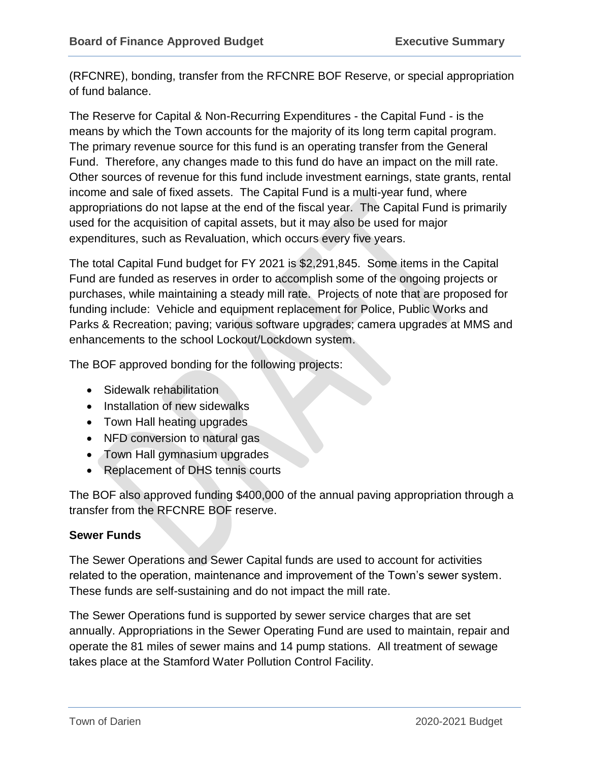(RFCNRE), bonding, transfer from the RFCNRE BOF Reserve, or special appropriation of fund balance.

The Reserve for Capital & Non-Recurring Expenditures - the Capital Fund - is the means by which the Town accounts for the majority of its long term capital program. The primary revenue source for this fund is an operating transfer from the General Fund. Therefore, any changes made to this fund do have an impact on the mill rate. Other sources of revenue for this fund include investment earnings, state grants, rental income and sale of fixed assets. The Capital Fund is a multi-year fund, where appropriations do not lapse at the end of the fiscal year. The Capital Fund is primarily used for the acquisition of capital assets, but it may also be used for major expenditures, such as Revaluation, which occurs every five years.

The total Capital Fund budget for FY 2021 is $2,291,845. Some items in the Capital Fund are funded as reserves in order to accomplish some of the ongoing projects or purchases, while maintaining a steady mill rate. Projects of note that are proposed for funding include: Vehicle and equipment replacement for Police, Public Works and Parks & Recreation; paving; various software upgrades; camera upgrades at MMS and enhancements to the school Lockout/Lockdown system.

The BOF approved bonding for the following projects:

- Sidewalk rehabilitation
- Installation of new sidewalks
- Town Hall heating upgrades
- NFD conversion to natural gas
- Town Hall gymnasium upgrades
- Replacement of DHS tennis courts

The BOF also approved funding $400,000 of the annual paving appropriation through a transfer from the RFCNRE BOF reserve.

**Sewer Funds**

The Sewer Operations and Sewer Capital funds are used to account for activities related to the operation, maintenance and improvement of the Town's sewer system. These funds are self-sustaining and do not impact the mill rate.

The Sewer Operations fund is supported by sewer service charges that are set annually. Appropriations in the Sewer Operating Fund are used to maintain, repair and operate the 81 miles of sewer mains and 14 pump stations. All treatment of sewage takes place at the Stamford Water Pollution Control Facility.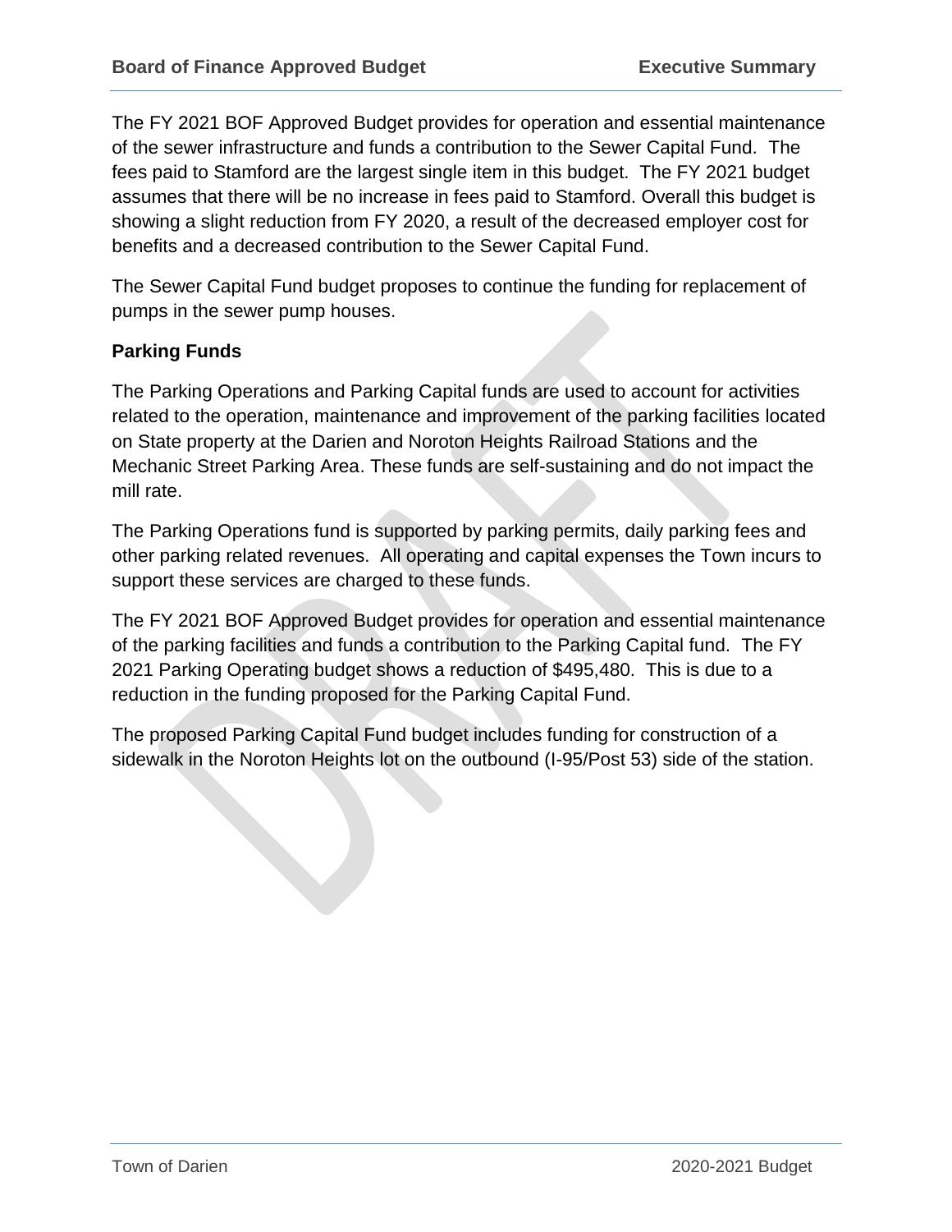The FY 2021 BOF Approved Budget provides for operation and essential maintenance of the sewer infrastructure and funds a contribution to the Sewer Capital Fund. The fees paid to Stamford are the largest single item in this budget. The FY 2021 budget assumes that there will be no increase in fees paid to Stamford. Overall this budget is showing a slight reduction from FY 2020, a result of the decreased employer cost for benefits and a decreased contribution to the Sewer Capital Fund.

The Sewer Capital Fund budget proposes to continue the funding for replacement of pumps in the sewer pump houses.

**Parking Funds**

The Parking Operations and Parking Capital funds are used to account for activities related to the operation, maintenance and improvement of the parking facilities located on State property at the Darien and Noroton Heights Railroad Stations and the Mechanic Street Parking Area. These funds are self-sustaining and do not impact the mill rate.

The Parking Operations fund is supported by parking permits, daily parking fees and other parking related revenues. All operating and capital expenses the Town incurs to support these services are charged to these funds.

The FY 2021 BOF Approved Budget provides for operation and essential maintenance of the parking facilities and funds a contribution to the Parking Capital fund. The FY 2021 Parking Operating budget shows a reduction of $495,480. This is due to a reduction in the funding proposed for the Parking Capital Fund.

The proposed Parking Capital Fund budget includes funding for construction of a sidewalk in the Noroton Heights lot on the outbound (I-95/Post 53) side of the station.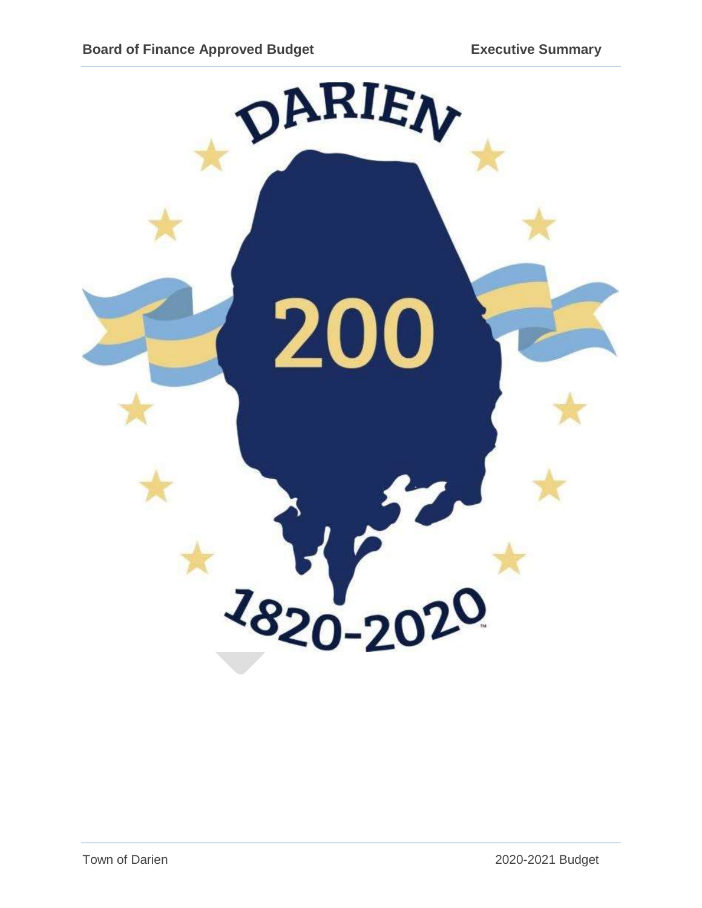DARIEN

200

1820-2020